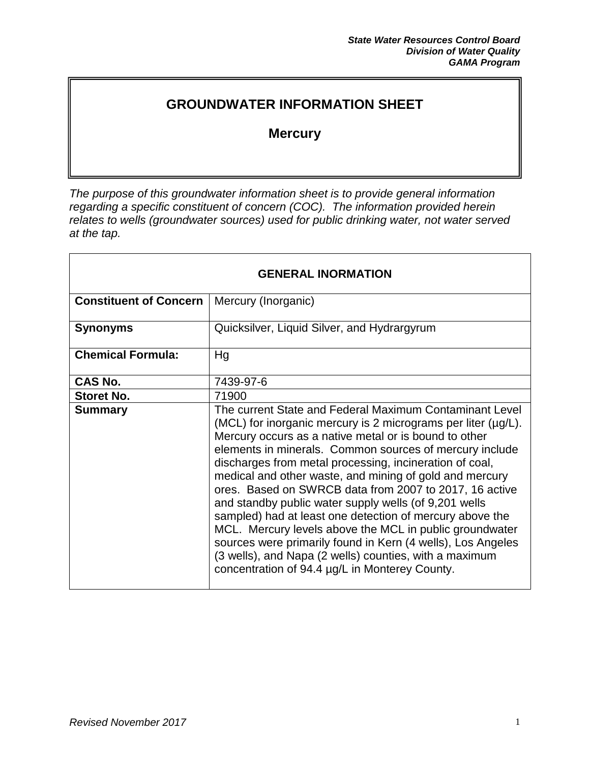*State Water Resources Control Board*
*Division of Water Quality*
*GAMA Program*

# GROUNDWATER INFORMATION SHEET

## Mercury

*The purpose of this groundwater information sheet is to provide general information regarding a specific constituent of concern (COC). The information provided herein relates to wells (groundwater sources) used for public drinking water, not water served at the tap.*

| GENERAL INORMATION | |
|---|---|
| **Constituent of Concern** | Mercury (Inorganic) |
| **Synonyms** | Quicksilver, Liquid Silver, and Hydrargyrum |
| **Chemical Formula:** | Hg |
| **CAS No.** | 7439-97-6 |
| **Storet No.** | 71900 |
| **Summary** | The current State and Federal Maximum Contaminant Level (MCL) for inorganic mercury is 2 micrograms per liter (µg/L). Mercury occurs as a native metal or is bound to other elements in minerals. Common sources of mercury include discharges from metal processing, incineration of coal, medical and other waste, and mining of gold and mercury ores. Based on SWRCB data from 2007 to 2017, 16 active and standby public water supply wells (of 9,201 wells sampled) had at least one detection of mercury above the MCL. Mercury levels above the MCL in public groundwater sources were primarily found in Kern (4 wells), Los Angeles (3 wells), and Napa (2 wells) counties, with a maximum concentration of 94.4 µg/L in Monterey County. |

*Revised November 2017*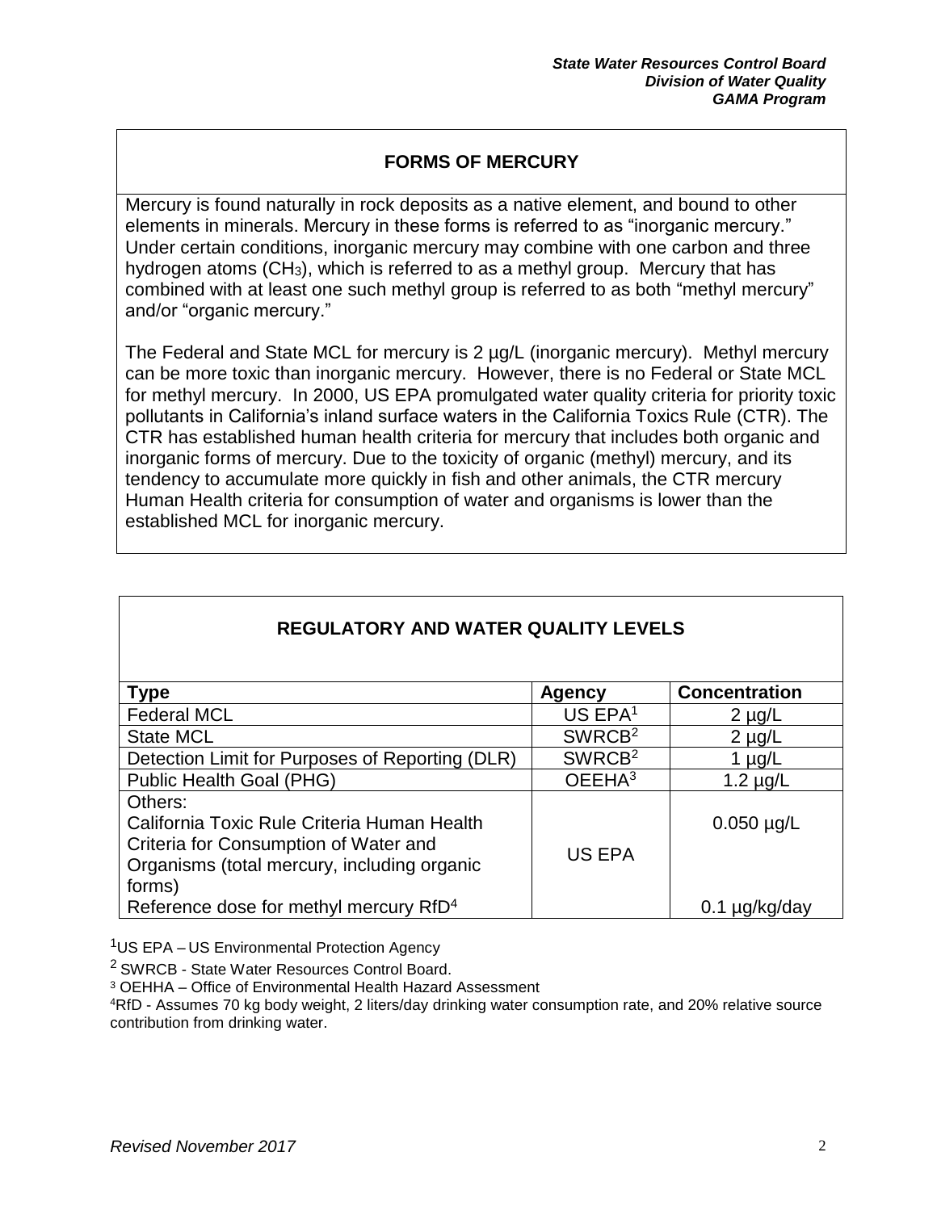## FORMS OF MERCURY

Mercury is found naturally in rock deposits as a native element, and bound to other elements in minerals. Mercury in these forms is referred to as "inorganic mercury." Under certain conditions, inorganic mercury may combine with one carbon and three hydrogen atoms ($CH_3$), which is referred to as a methyl group. Mercury that has combined with at least one such methyl group is referred to as both "methyl mercury" and/or "organic mercury."

The Federal and State MCL for mercury is 2 µg/L (inorganic mercury). Methyl mercury can be more toxic than inorganic mercury. However, there is no Federal or State MCL for methyl mercury. In 2000, US EPA promulgated water quality criteria for priority toxic pollutants in California's inland surface waters in the California Toxics Rule (CTR). The CTR has established human health criteria for mercury that includes both organic and inorganic forms of mercury. Due to the toxicity of organic (methyl) mercury, and its tendency to accumulate more quickly in fish and other animals, the CTR mercury Human Health criteria for consumption of water and organisms is lower than the established MCL for inorganic mercury.

## REGULATORY AND WATER QUALITY LEVELS

| Type | Agency | Concentration |
|---|---|---|
| Federal MCL | US EPA[1] | 2 µg/L |
| State MCL | SWRCB[2] | 2 µg/L |
| Detection Limit for Purposes of Reporting (DLR) | SWRCB[2] | 1 µg/L |
| Public Health Goal (PHG) | OEEHA[3] | 1.2 µg/L |
| Others:<br>California Toxic Rule Criteria Human Health Criteria for Consumption of Water and Organisms (total mercury, including organic forms) | US EPA | 0.050 µg/L |
| Reference dose for methyl mercury RfD[4] | US EPA | 0.1 µg/kg/day |

[1]US EPA – US Environmental Protection Agency

[2] SWRCB - State Water Resources Control Board.

[3] OEHHA – Office of Environmental Health Hazard Assessment

[4]RfD - Assumes 70 kg body weight, 2 liters/day drinking water consumption rate, and 20% relative source contribution from drinking water.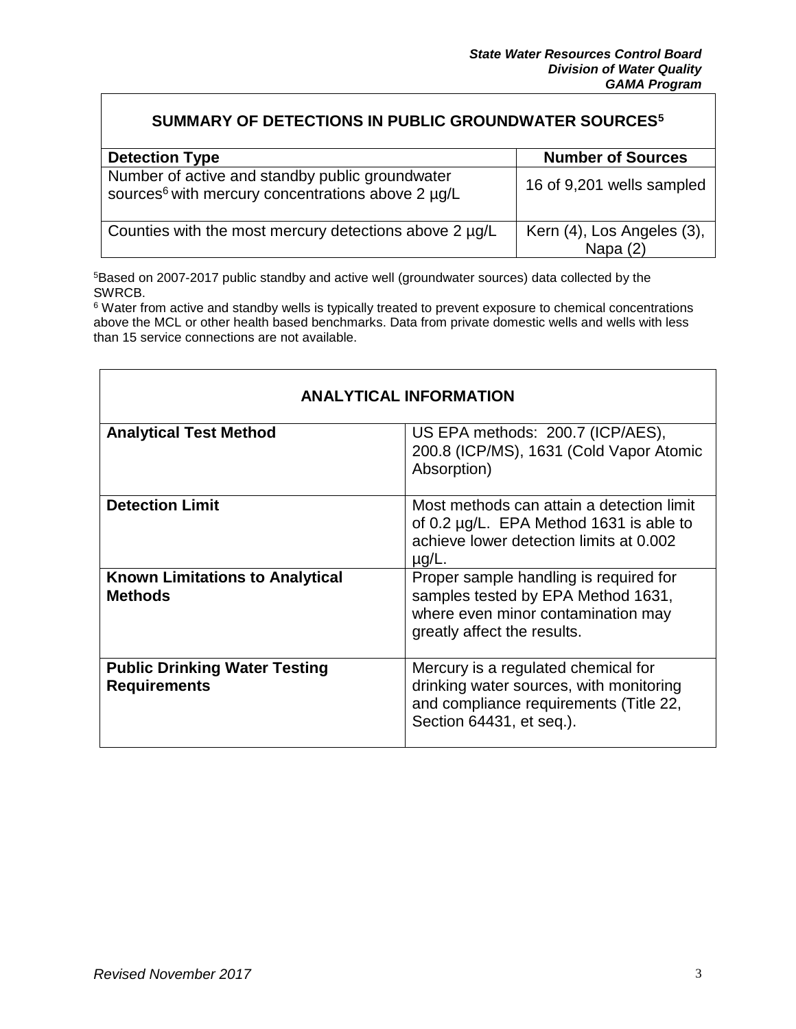## SUMMARY OF DETECTIONS IN PUBLIC GROUNDWATER SOURCES[5]

| Detection Type | Number of Sources |
| --- | --- |
| Number of active and standby public groundwater sources[6] with mercury concentrations above 2 µg/L | 16 of 9,201 wells sampled |
| Counties with the most mercury detections above 2 µg/L | Kern (4), Los Angeles (3), Napa (2) |

[5]Based on 2007-2017 public standby and active well (groundwater sources) data collected by the SWRCB.

[6] Water from active and standby wells is typically treated to prevent exposure to chemical concentrations above the MCL or other health based benchmarks. Data from private domestic wells and wells with less than 15 service connections are not available.

## ANALYTICAL INFORMATION

| | |
| --- | --- |
| **Analytical Test Method** | US EPA methods: 200.7 (ICP/AES), 200.8 (ICP/MS), 1631 (Cold Vapor Atomic Absorption) |
| **Detection Limit** | Most methods can attain a detection limit of 0.2 µg/L. EPA Method 1631 is able to achieve lower detection limits at 0.002 µg/L. |
| **Known Limitations to Analytical Methods** | Proper sample handling is required for samples tested by EPA Method 1631, where even minor contamination may greatly affect the results. |
| **Public Drinking Water Testing Requirements** | Mercury is a regulated chemical for drinking water sources, with monitoring and compliance requirements (Title 22, Section 64431, et seq.). |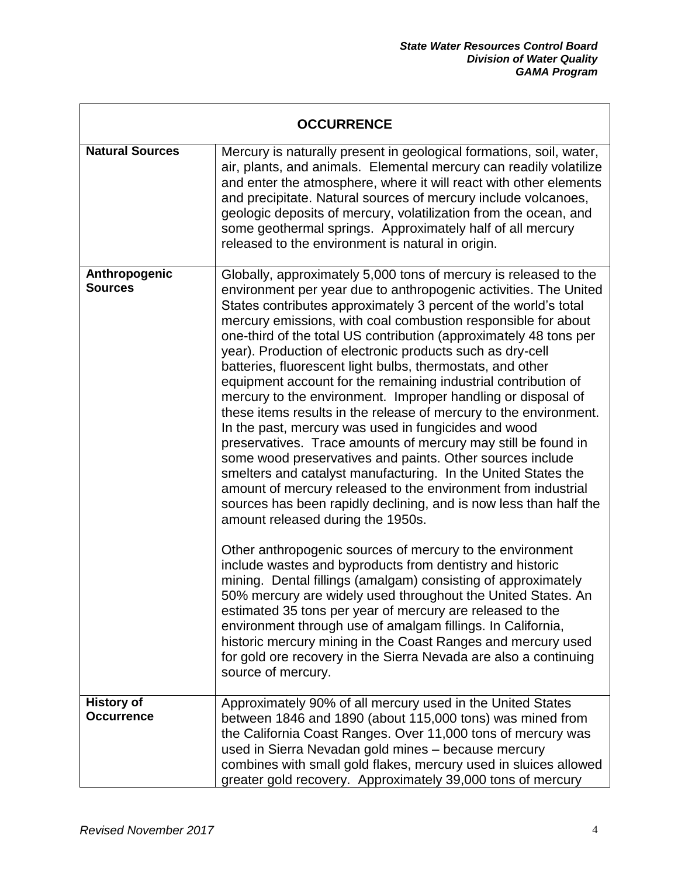| OCCURRENCE | |
|---|---|
| **Natural Sources** | Mercury is naturally present in geological formations, soil, water, air, plants, and animals. Elemental mercury can readily volatilize and enter the atmosphere, where it will react with other elements and precipitate. Natural sources of mercury include volcanoes, geologic deposits of mercury, volatilization from the ocean, and some geothermal springs. Approximately half of all mercury released to the environment is natural in origin. |
| **Anthropogenic Sources** | Globally, approximately 5,000 tons of mercury is released to the environment per year due to anthropogenic activities. The United States contributes approximately 3 percent of the world's total mercury emissions, with coal combustion responsible for about one-third of the total US contribution (approximately 48 tons per year). Production of electronic products such as dry-cell batteries, fluorescent light bulbs, thermostats, and other equipment account for the remaining industrial contribution of mercury to the environment. Improper handling or disposal of these items results in the release of mercury to the environment. In the past, mercury was used in fungicides and wood preservatives. Trace amounts of mercury may still be found in some wood preservatives and paints. Other sources include smelters and catalyst manufacturing. In the United States the amount of mercury released to the environment from industrial sources has been rapidly declining, and is now less than half the amount released during the 1950s.<br><br>Other anthropogenic sources of mercury to the environment include wastes and byproducts from dentistry and historic mining. Dental fillings (amalgam) consisting of approximately 50% mercury are widely used throughout the United States. An estimated 35 tons per year of mercury are released to the environment through use of amalgam fillings. In California, historic mercury mining in the Coast Ranges and mercury used for gold ore recovery in the Sierra Nevada are also a continuing source of mercury. |
| **History of Occurrence** | Approximately 90% of all mercury used in the United States between 1846 and 1890 (about 115,000 tons) was mined from the California Coast Ranges. Over 11,000 tons of mercury was used in Sierra Nevadan gold mines – because mercury combines with small gold flakes, mercury used in sluices allowed greater gold recovery. Approximately 39,000 tons of mercury |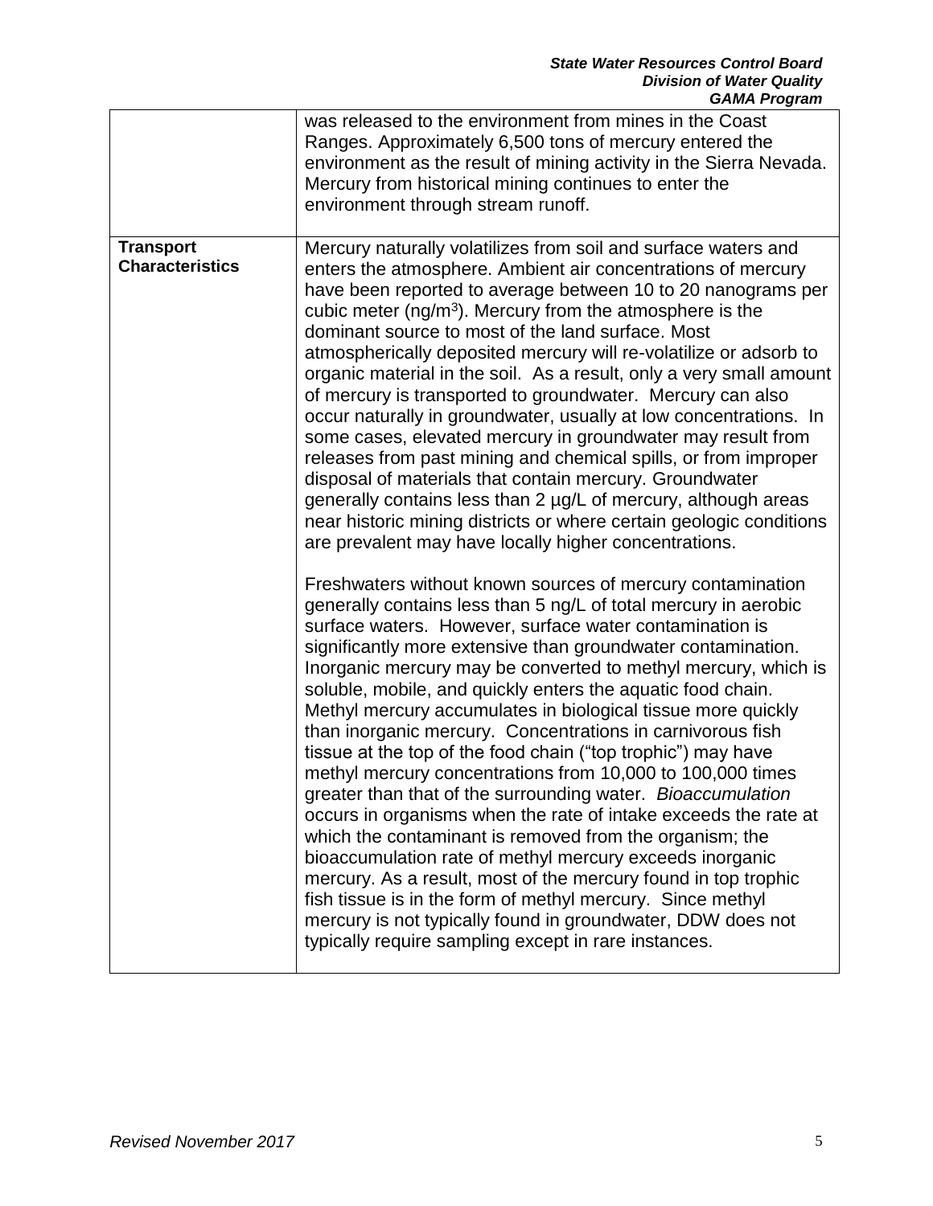| | |
|---|---|
| | was released to the environment from mines in the Coast Ranges. Approximately 6,500 tons of mercury entered the environment as the result of mining activity in the Sierra Nevada. Mercury from historical mining continues to enter the environment through stream runoff. |
| **Transport Characteristics** | Mercury naturally volatilizes from soil and surface waters and enters the atmosphere. Ambient air concentrations of mercury have been reported to average between 10 to 20 nanograms per cubic meter ($ng/m^3$). Mercury from the atmosphere is the dominant source to most of the land surface. Most atmospherically deposited mercury will re-volatilize or adsorb to organic material in the soil. As a result, only a very small amount of mercury is transported to groundwater. Mercury can also occur naturally in groundwater, usually at low concentrations. In some cases, elevated mercury in groundwater may result from releases from past mining and chemical spills, or from improper disposal of materials that contain mercury. Groundwater generally contains less than 2 µg/L of mercury, although areas near historic mining districts or where certain geologic conditions are prevalent may have locally higher concentrations.<br><br>Freshwaters without known sources of mercury contamination generally contains less than 5 ng/L of total mercury in aerobic surface waters. However, surface water contamination is significantly more extensive than groundwater contamination. Inorganic mercury may be converted to methyl mercury, which is soluble, mobile, and quickly enters the aquatic food chain. Methyl mercury accumulates in biological tissue more quickly than inorganic mercury. Concentrations in carnivorous fish tissue at the top of the food chain ("top trophic") may have methyl mercury concentrations from 10,000 to 100,000 times greater than that of the surrounding water. *Bioaccumulation* occurs in organisms when the rate of intake exceeds the rate at which the contaminant is removed from the organism; the bioaccumulation rate of methyl mercury exceeds inorganic mercury. As a result, most of the mercury found in top trophic fish tissue is in the form of methyl mercury. Since methyl mercury is not typically found in groundwater, DDW does not typically require sampling except in rare instances. |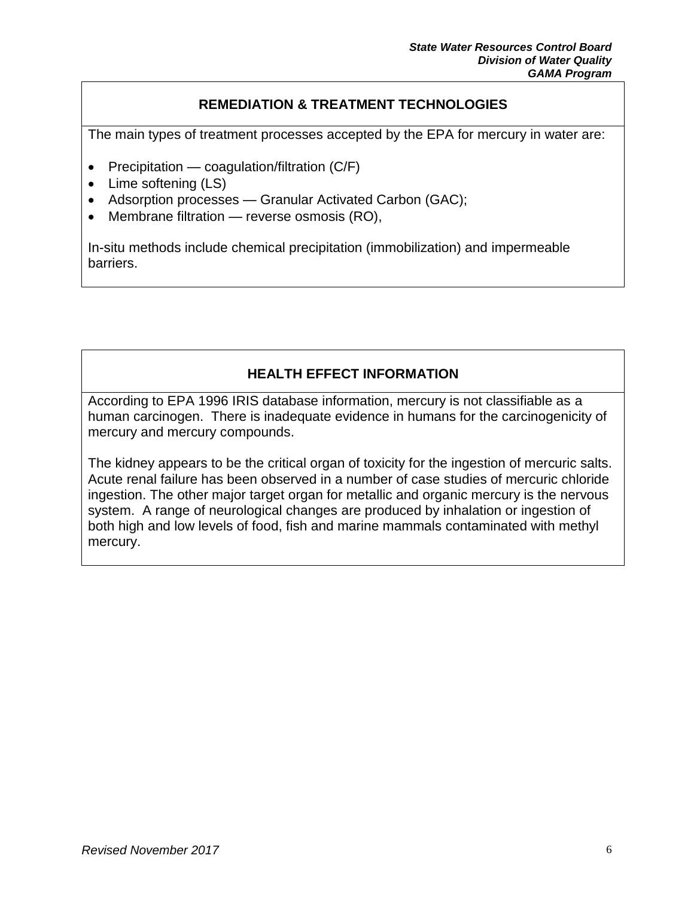## REMEDIATION & TREATMENT TECHNOLOGIES

The main types of treatment processes accepted by the EPA for mercury in water are:

- Precipitation — coagulation/filtration (C/F)
- Lime softening (LS)
- Adsorption processes — Granular Activated Carbon (GAC);
- Membrane filtration — reverse osmosis (RO),

In-situ methods include chemical precipitation (immobilization) and impermeable barriers.

## HEALTH EFFECT INFORMATION

According to EPA 1996 IRIS database information, mercury is not classifiable as a human carcinogen. There is inadequate evidence in humans for the carcinogenicity of mercury and mercury compounds.

The kidney appears to be the critical organ of toxicity for the ingestion of mercuric salts. Acute renal failure has been observed in a number of case studies of mercuric chloride ingestion. The other major target organ for metallic and organic mercury is the nervous system. A range of neurological changes are produced by inhalation or ingestion of both high and low levels of food, fish and marine mammals contaminated with methyl mercury.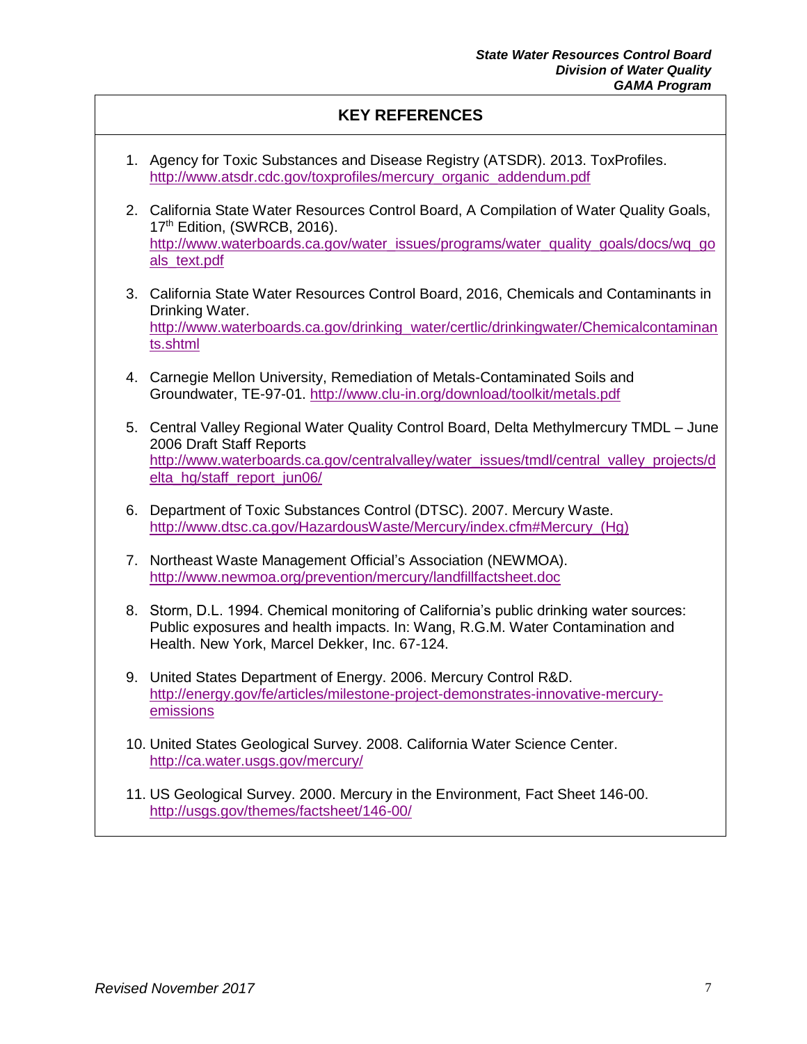## KEY REFERENCES

1. Agency for Toxic Substances and Disease Registry (ATSDR). 2013. ToxProfiles. http://www.atsdr.cdc.gov/toxprofiles/mercury_organic_addendum.pdf

2. California State Water Resources Control Board, A Compilation of Water Quality Goals, 17th Edition, (SWRCB, 2016). http://www.waterboards.ca.gov/water_issues/programs/water_quality_goals/docs/wq_goals_text.pdf

3. California State Water Resources Control Board, 2016, Chemicals and Contaminants in Drinking Water. http://www.waterboards.ca.gov/drinking_water/certlic/drinkingwater/Chemicalcontaminants.shtml

4. Carnegie Mellon University, Remediation of Metals-Contaminated Soils and Groundwater, TE-97-01. http://www.clu-in.org/download/toolkit/metals.pdf

5. Central Valley Regional Water Quality Control Board, Delta Methylmercury TMDL – June 2006 Draft Staff Reports http://www.waterboards.ca.gov/centralvalley/water_issues/tmdl/central_valley_projects/delta_hg/staff_report_jun06/

6. Department of Toxic Substances Control (DTSC). 2007. Mercury Waste. http://www.dtsc.ca.gov/HazardousWaste/Mercury/index.cfm#Mercury_(Hg)

7. Northeast Waste Management Official's Association (NEWMOA). http://www.newmoa.org/prevention/mercury/landfillfactsheet.doc

8. Storm, D.L. 1994. Chemical monitoring of California's public drinking water sources: Public exposures and health impacts. In: Wang, R.G.M. Water Contamination and Health. New York, Marcel Dekker, Inc. 67-124.

9. United States Department of Energy. 2006. Mercury Control R&D. http://energy.gov/fe/articles/milestone-project-demonstrates-innovative-mercury-emissions

10. United States Geological Survey. 2008. California Water Science Center. http://ca.water.usgs.gov/mercury/

11. US Geological Survey. 2000. Mercury in the Environment, Fact Sheet 146-00. http://usgs.gov/themes/factsheet/146-00/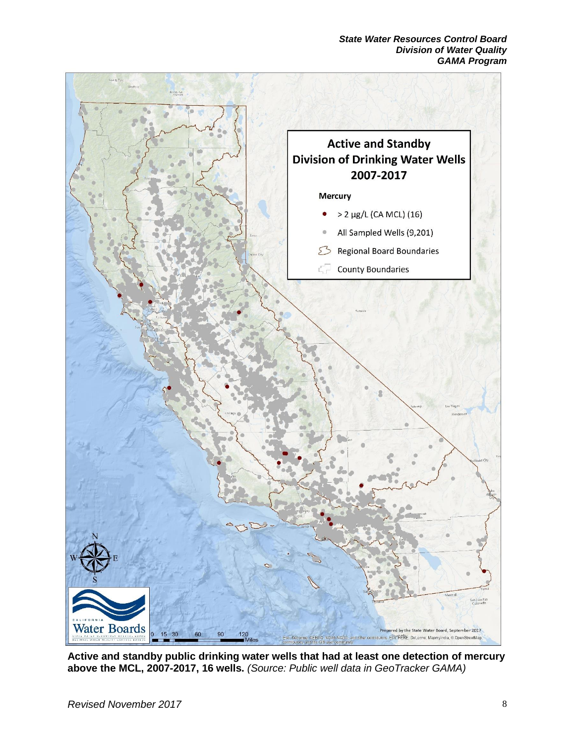**Active and Standby Division of Drinking Water Wells 2007-2017**

**Mercury**

> 2 µg/L (CA MCL) (16)

All Sampled Wells (9,201)

Regional Board Boundaries

County Boundaries

0 15 30 60 90 120 Miles

Prepared by the State Water Board, September 2017

**Active and standby public drinking water wells that had at least one detection of mercury above the MCL, 2007-2017, 16 wells.** *(Source: Public well data in GeoTracker GAMA)*